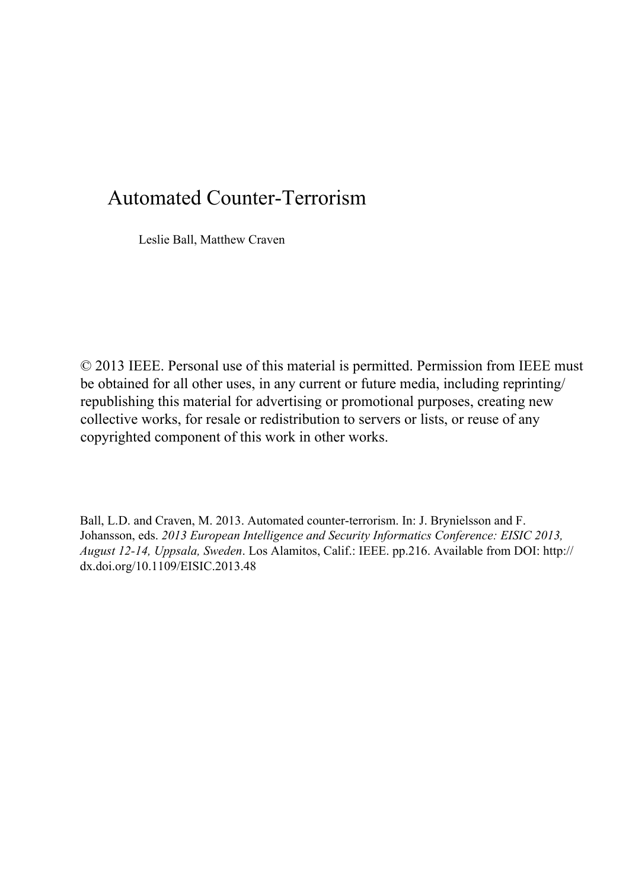# Automated Counter-Terrorism

Leslie Ball, Matthew Craven

© 2013 IEEE. Personal use of this material is permitted. Permission from IEEE must be obtained for all other uses, in any current or future media, including reprinting/republishing this material for advertising or promotional purposes, creating new collective works, for resale or redistribution to servers or lists, or reuse of any copyrighted component of this work in other works.

Ball, L.D. and Craven, M. 2013. Automated counter-terrorism. In: J. Brynielsson and F. Johansson, eds. *2013 European Intelligence and Security Informatics Conference: EISIC 2013, August 12-14, Uppsala, Sweden*. Los Alamitos, Calif.: IEEE. pp.216. Available from DOI: http://dx.doi.org/10.1109/EISIC.2013.48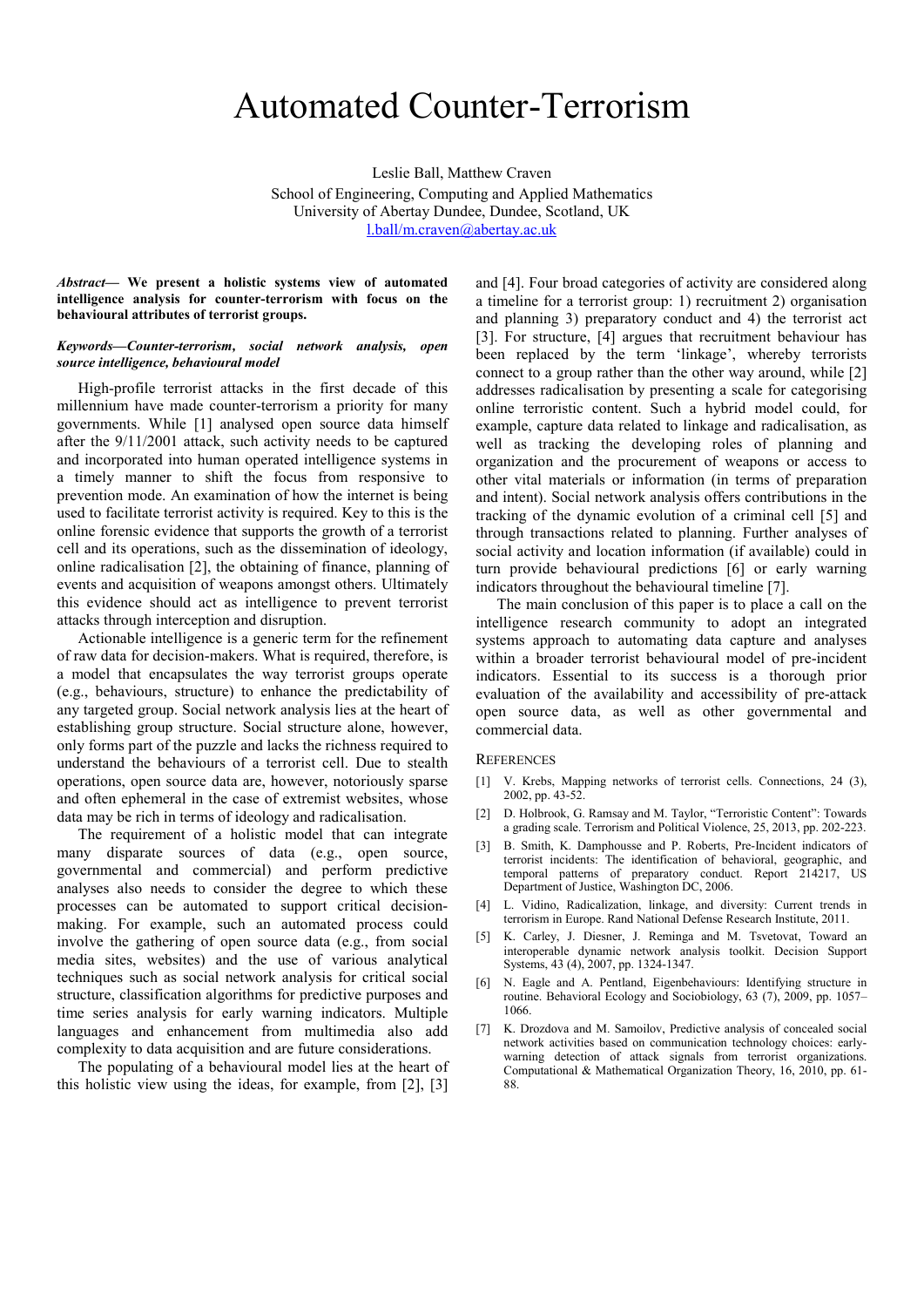# Automated Counter-Terrorism

Leslie Ball, Matthew Craven
School of Engineering, Computing and Applied Mathematics
University of Abertay Dundee, Dundee, Scotland, UK
l.ball/m.craven@abertay.ac.uk

***Abstract*— We present a holistic systems view of automated intelligence analysis for counter-terrorism with focus on the behavioural attributes of terrorist groups.**

***Keywords—Counter-terrorism, social network analysis, open source intelligence, behavioural model***

High-profile terrorist attacks in the first decade of this millennium have made counter-terrorism a priority for many governments. While [1] analysed open source data himself after the 9/11/2001 attack, such activity needs to be captured and incorporated into human operated intelligence systems in a timely manner to shift the focus from responsive to prevention mode. An examination of how the internet is being used to facilitate terrorist activity is required. Key to this is the online forensic evidence that supports the growth of a terrorist cell and its operations, such as the dissemination of ideology, online radicalisation [2], the obtaining of finance, planning of events and acquisition of weapons amongst others. Ultimately this evidence should act as intelligence to prevent terrorist attacks through interception and disruption.

Actionable intelligence is a generic term for the refinement of raw data for decision-makers. What is required, therefore, is a model that encapsulates the way terrorist groups operate (e.g., behaviours, structure) to enhance the predictability of any targeted group. Social network analysis lies at the heart of establishing group structure. Social structure alone, however, only forms part of the puzzle and lacks the richness required to understand the behaviours of a terrorist cell. Due to stealth operations, open source data are, however, notoriously sparse and often ephemeral in the case of extremist websites, whose data may be rich in terms of ideology and radicalisation.

The requirement of a holistic model that can integrate many disparate sources of data (e.g., open source, governmental and commercial) and perform predictive analyses also needs to consider the degree to which these processes can be automated to support critical decision-making. For example, such an automated process could involve the gathering of open source data (e.g., from social media sites, websites) and the use of various analytical techniques such as social network analysis for critical social structure, classification algorithms for predictive purposes and time series analysis for early warning indicators. Multiple languages and enhancement from multimedia also add complexity to data acquisition and are future considerations.

The populating of a behavioural model lies at the heart of this holistic view using the ideas, for example, from [2], [3] and [4]. Four broad categories of activity are considered along a timeline for a terrorist group: 1) recruitment 2) organisation and planning 3) preparatory conduct and 4) the terrorist act [3]. For structure, [4] argues that recruitment behaviour has been replaced by the term 'linkage', whereby terrorists connect to a group rather than the other way around, while [2] addresses radicalisation by presenting a scale for categorising online terroristic content. Such a hybrid model could, for example, capture data related to linkage and radicalisation, as well as tracking the developing roles of planning and organization and the procurement of weapons or access to other vital materials or information (in terms of preparation and intent). Social network analysis offers contributions in the tracking of the dynamic evolution of a criminal cell [5] and through transactions related to planning. Further analyses of social activity and location information (if available) could in turn provide behavioural predictions [6] or early warning indicators throughout the behavioural timeline [7].

The main conclusion of this paper is to place a call on the intelligence research community to adopt an integrated systems approach to automating data capture and analyses within a broader terrorist behavioural model of pre-incident indicators. Essential to its success is a thorough prior evaluation of the availability and accessibility of pre-attack open source data, as well as other governmental and commercial data.

## References

[1] V. Krebs, Mapping networks of terrorist cells. Connections, 24 (3), 2002, pp. 43-52.

[2] D. Holbrook, G. Ramsay and M. Taylor, "Terroristic Content": Towards a grading scale. Terrorism and Political Violence, 25, 2013, pp. 202-223.

[3] B. Smith, K. Damphousse and P. Roberts, Pre-Incident indicators of terrorist incidents: The identification of behavioral, geographic, and temporal patterns of preparatory conduct. Report 214217, US Department of Justice, Washington DC, 2006.

[4] L. Vidino, Radicalization, linkage, and diversity: Current trends in terrorism in Europe. Rand National Defense Research Institute, 2011.

[5] K. Carley, J. Diesner, J. Reminga and M. Tsvetovat, Toward an interoperable dynamic network analysis toolkit. Decision Support Systems, 43 (4), 2007, pp. 1324-1347.

[6] N. Eagle and A. Pentland, Eigenbehaviours: Identifying structure in routine. Behavioral Ecology and Sociobiology, 63 (7), 2009, pp. 1057–1066.

[7] K. Drozdova and M. Samoilov, Predictive analysis of concealed social network activities based on communication technology choices: early-warning detection of attack signals from terrorist organizations. Computational & Mathematical Organization Theory, 16, 2010, pp. 61-88.